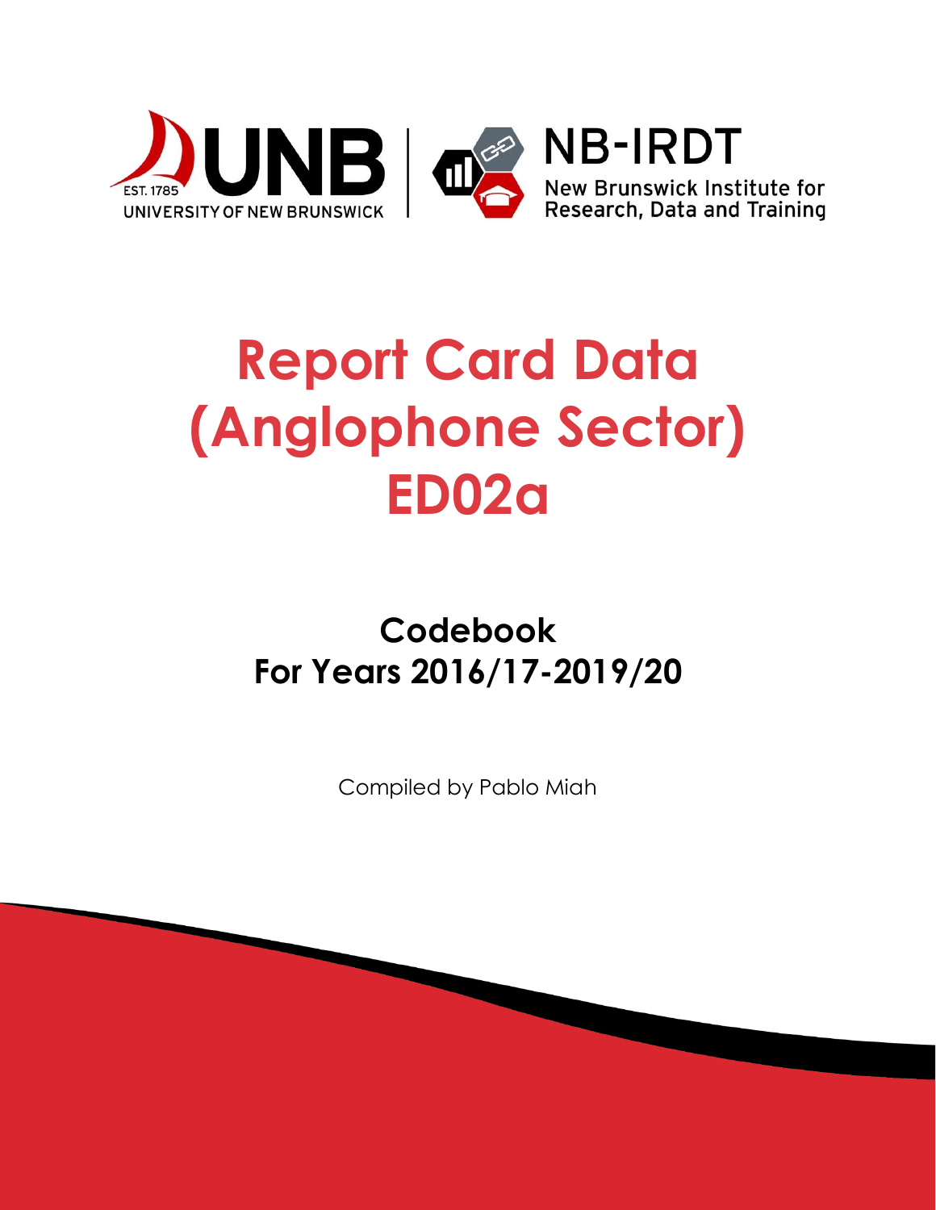UNB

EST. 1785

UNIVERSITY OF NEW BRUNSWICK

NB-IRDT

New Brunswick Institute for Research, Data and Training

# Report Card Data (Anglophone Sector) ED02a

## Codebook For Years 2016/17-2019/20

Compiled by Pablo Miah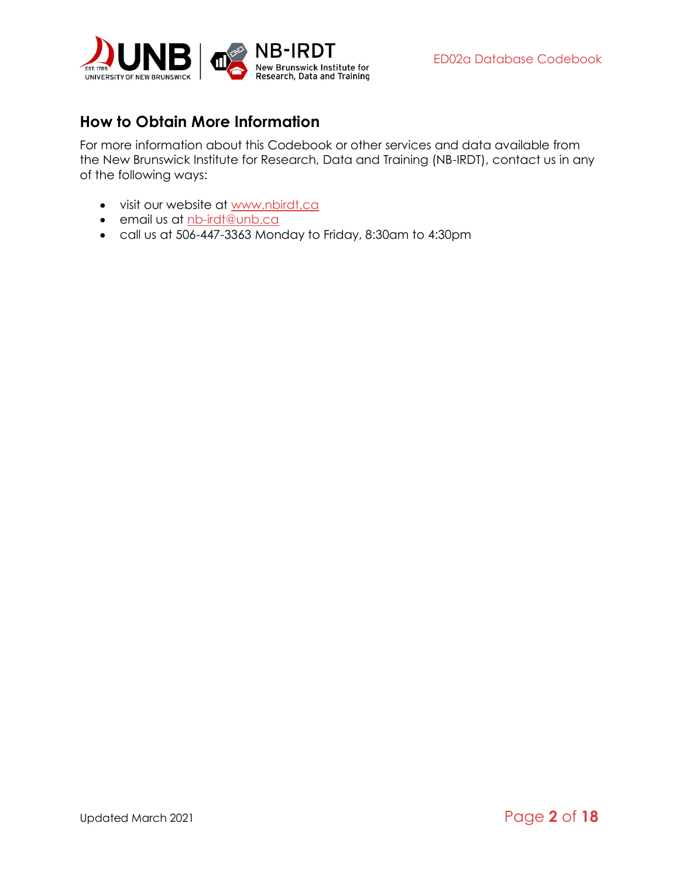## How to Obtain More Information

For more information about this Codebook or other services and data available from the New Brunswick Institute for Research, Data and Training (NB-IRDT), contact us in any of the following ways:

- visit our website at [www.nbirdt.ca](http://www.nbirdt.ca)
- email us at [nb-irdt@unb.ca](mailto:nb-irdt@unb.ca)
- call us at 506-447-3363 Monday to Friday, 8:30am to 4:30pm

Updated March 2021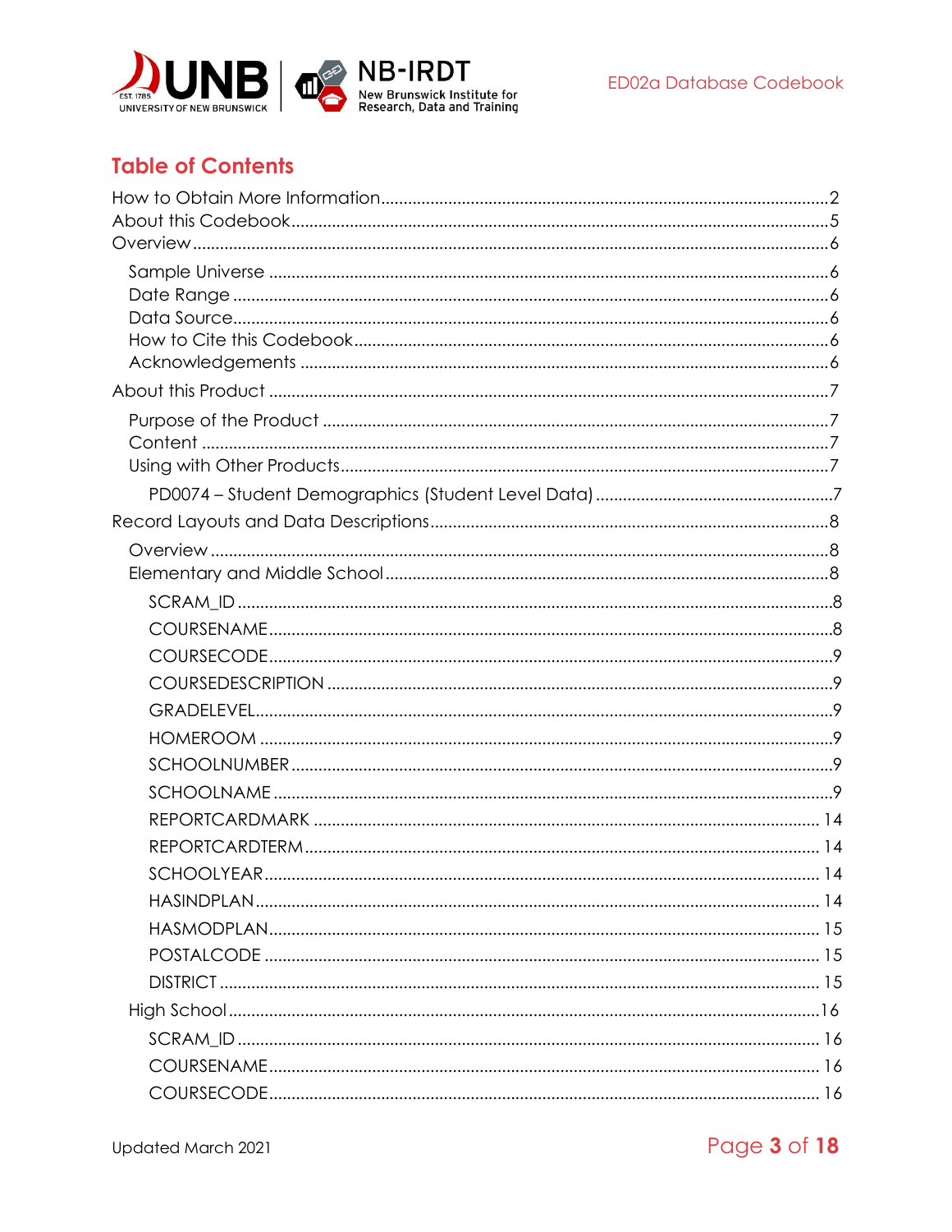## Table of Contents

How to Obtain More Information....2
About this Codebook....5
Overview....6

- Sample Universe....6
- Date Range....6
- Data Source....6
- How to Cite this Codebook....6
- Acknowledgements....6

About this Product....7

- Purpose of the Product....7
- Content....7
- Using with Other Products....7
  - PD0074 – Student Demographics (Student Level Data)....7

Record Layouts and Data Descriptions....8

- Overview....8
- Elementary and Middle School....8
  - SCRAM_ID....8
  - COURSENAME....8
  - COURSECODE....9
  - COURSEDESCRIPTION....9
  - GRADELEVEL....9
  - HOMEROOM....9
  - SCHOOLNUMBER....9
  - SCHOOLNAME....9
  - REPORTCARDMARK....14
  - REPORTCARDTERM....14
  - SCHOOLYEAR....14
  - HASINDPLAN....14
  - HASMODPLAN....15
  - POSTALCODE....15
  - DISTRICT....15
- High School....16
  - SCRAM_ID....16
  - COURSENAME....16
  - COURSECODE....16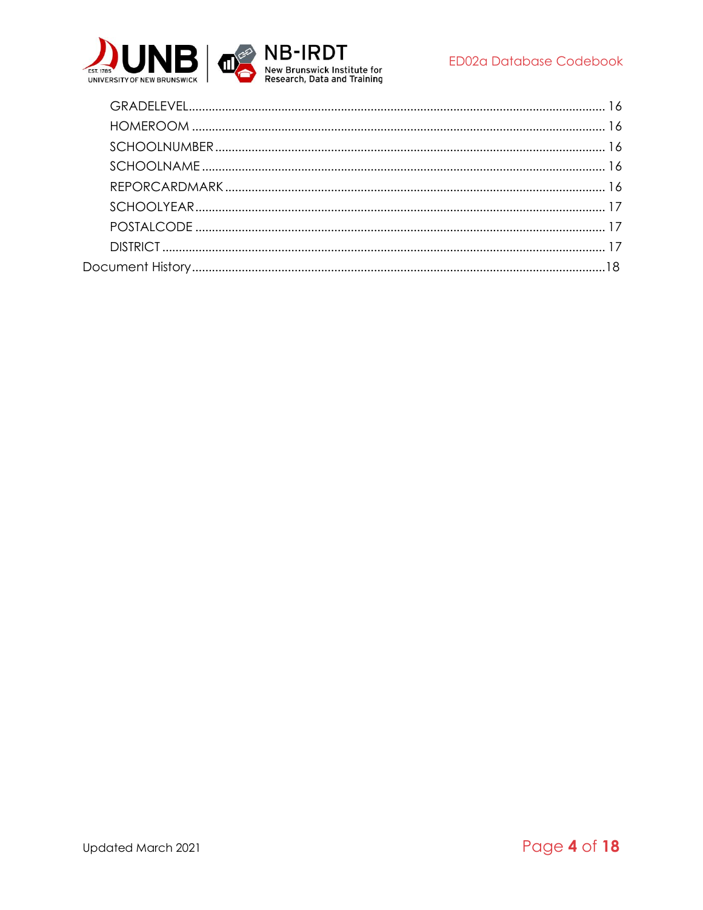GRADELEVEL ........ 16
HOMEROOM ........ 16
SCHOOLNUMBER ........ 16
SCHOOLNAME ........ 16
REPORCARDMARK ........ 16
SCHOOLYEAR ........ 17
POSTALCODE ........ 17
DISTRICT ........ 17

Document History ........ 18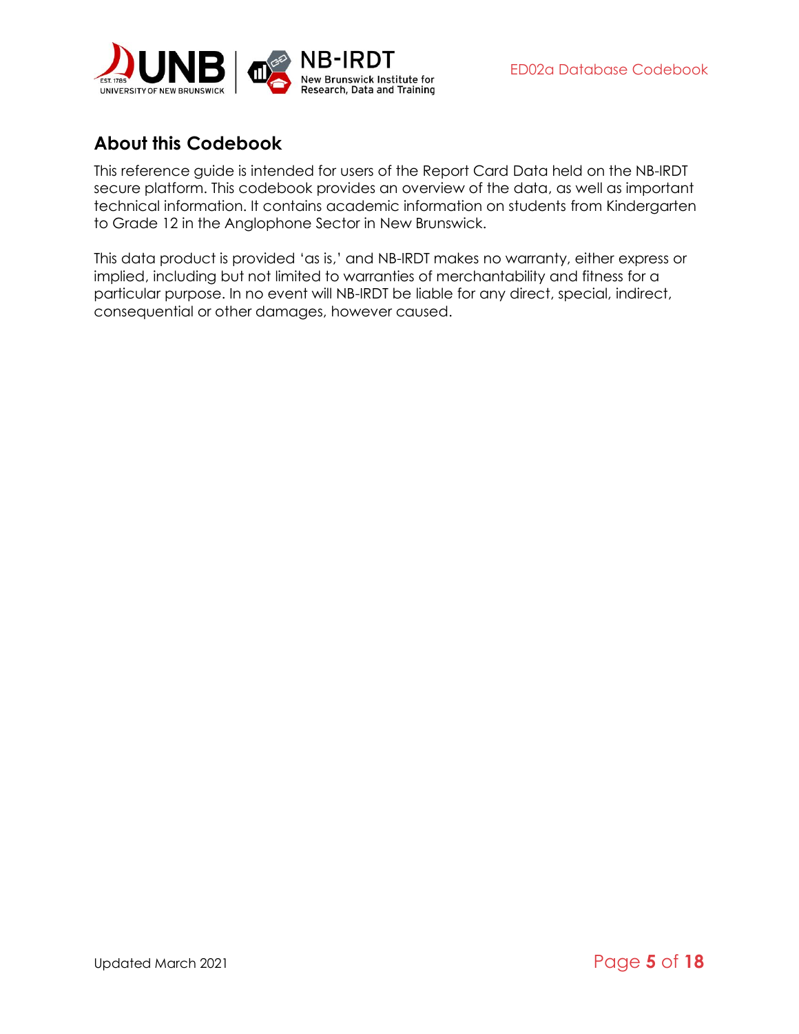## About this Codebook

This reference guide is intended for users of the Report Card Data held on the NB-IRDT secure platform. This codebook provides an overview of the data, as well as important technical information. It contains academic information on students from Kindergarten to Grade 12 in the Anglophone Sector in New Brunswick.

This data product is provided 'as is,' and NB-IRDT makes no warranty, either express or implied, including but not limited to warranties of merchantability and fitness for a particular purpose. In no event will NB-IRDT be liable for any direct, special, indirect, consequential or other damages, however caused.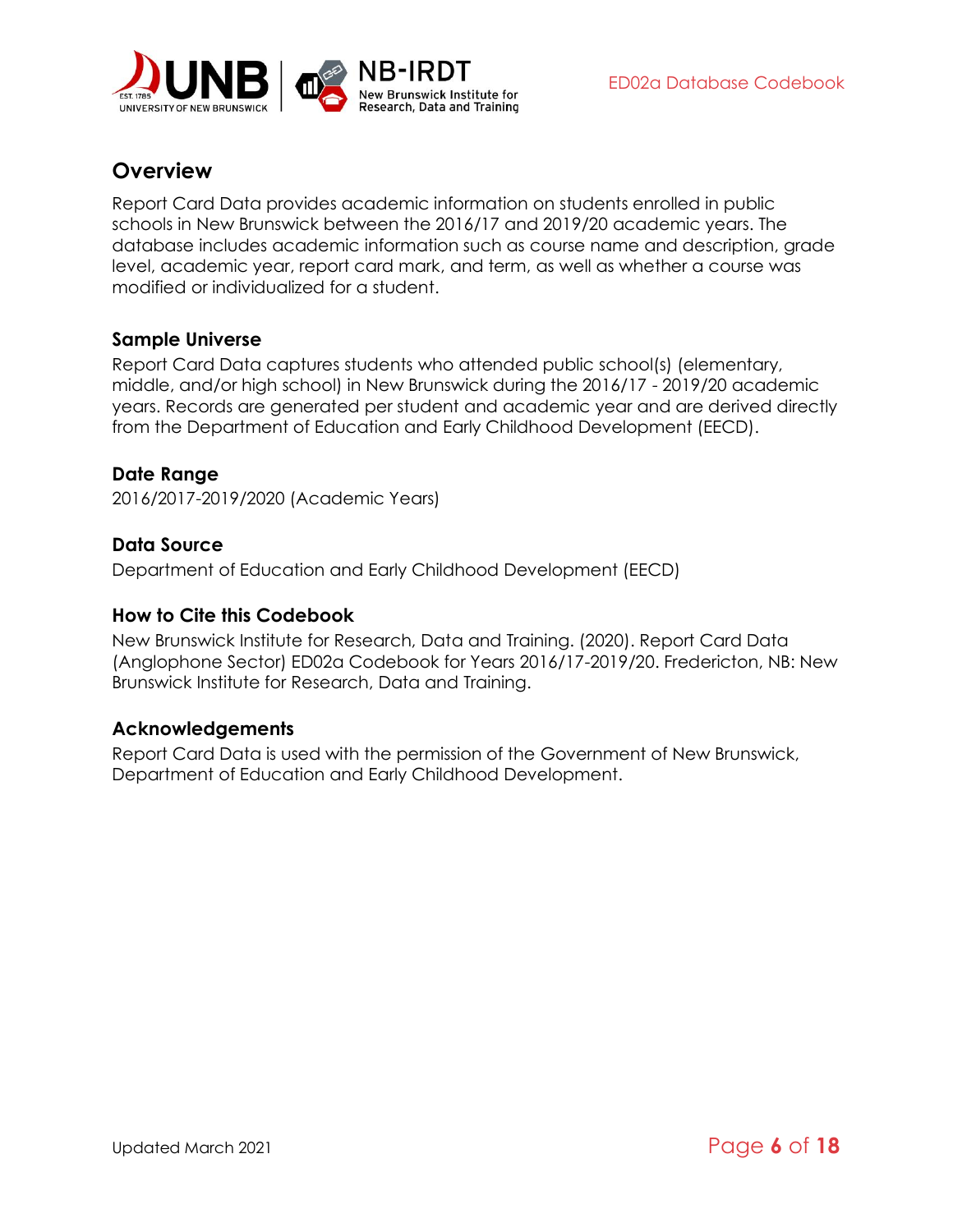## Overview

Report Card Data provides academic information on students enrolled in public schools in New Brunswick between the 2016/17 and 2019/20 academic years. The database includes academic information such as course name and description, grade level, academic year, report card mark, and term, as well as whether a course was modified or individualized for a student.

### Sample Universe

Report Card Data captures students who attended public school(s) (elementary, middle, and/or high school) in New Brunswick during the 2016/17 - 2019/20 academic years. Records are generated per student and academic year and are derived directly from the Department of Education and Early Childhood Development (EECD).

### Date Range

2016/2017-2019/2020 (Academic Years)

### Data Source

Department of Education and Early Childhood Development (EECD)

### How to Cite this Codebook

New Brunswick Institute for Research, Data and Training. (2020). Report Card Data (Anglophone Sector) ED02a Codebook for Years 2016/17-2019/20. Fredericton, NB: New Brunswick Institute for Research, Data and Training.

### Acknowledgements

Report Card Data is used with the permission of the Government of New Brunswick, Department of Education and Early Childhood Development.

Updated March 2021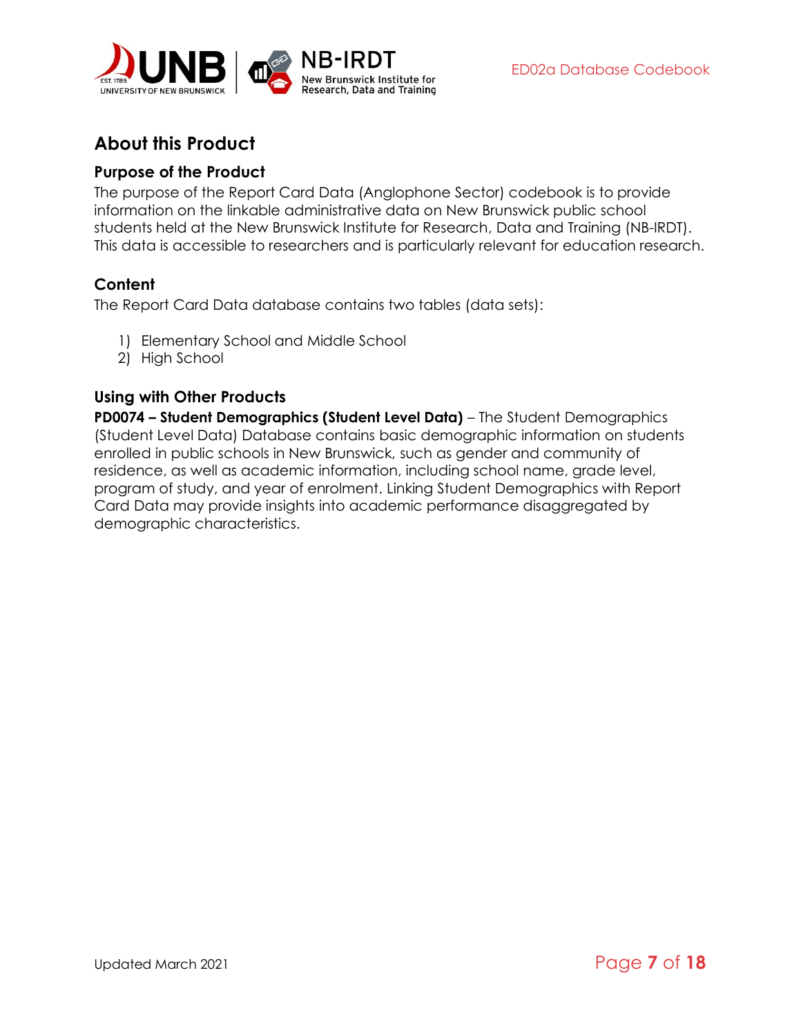# About this Product

## Purpose of the Product

The purpose of the Report Card Data (Anglophone Sector) codebook is to provide information on the linkable administrative data on New Brunswick public school students held at the New Brunswick Institute for Research, Data and Training (NB-IRDT). This data is accessible to researchers and is particularly relevant for education research.

## Content

The Report Card Data database contains two tables (data sets):

1) Elementary School and Middle School
2) High School

## Using with Other Products

**PD0074 – Student Demographics (Student Level Data)** – The Student Demographics (Student Level Data) Database contains basic demographic information on students enrolled in public schools in New Brunswick, such as gender and community of residence, as well as academic information, including school name, grade level, program of study, and year of enrolment. Linking Student Demographics with Report Card Data may provide insights into academic performance disaggregated by demographic characteristics.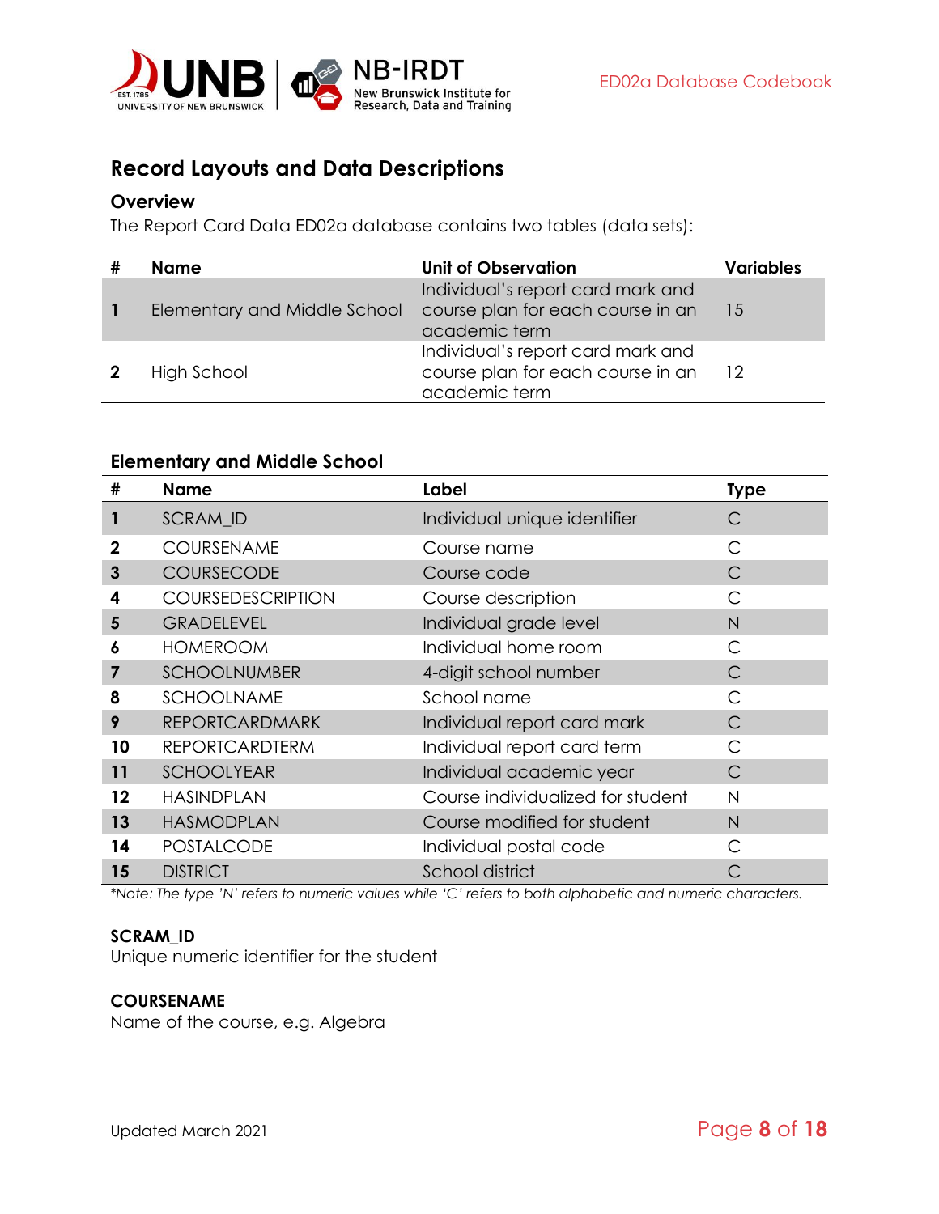# Record Layouts and Data Descriptions

## Overview

The Report Card Data ED02a database contains two tables (data sets):

| # | Name | Unit of Observation | Variables |
|---|---|---|---|
| **1** | Elementary and Middle School | Individual's report card mark and course plan for each course in an academic term | 15 |
| **2** | High School | Individual's report card mark and course plan for each course in an academic term | 12 |

## Elementary and Middle School

| # | Name | Label | Type |
|---|---|---|---|
| **1** | SCRAM_ID | Individual unique identifier | C |
| **2** | COURSENAME | Course name | C |
| **3** | COURSECODE | Course code | C |
| **4** | COURSEDESCRIPTION | Course description | C |
| **5** | GRADELEVEL | Individual grade level | N |
| **6** | HOMEROOM | Individual home room | C |
| **7** | SCHOOLNUMBER | 4-digit school number | C |
| **8** | SCHOOLNAME | School name | C |
| **9** | REPORTCARDMARK | Individual report card mark | C |
| **10** | REPORTCARDTERM | Individual report card term | C |
| **11** | SCHOOLYEAR | Individual academic year | C |
| **12** | HASINDPLAN | Course individualized for student | N |
| **13** | HASMODPLAN | Course modified for student | N |
| **14** | POSTALCODE | Individual postal code | C |
| **15** | DISTRICT | School district | C |

*\*Note: The type 'N' refers to numeric values while 'C' refers to both alphabetic and numeric characters.*

### SCRAM_ID

Unique numeric identifier for the student

### COURSENAME

Name of the course, e.g. Algebra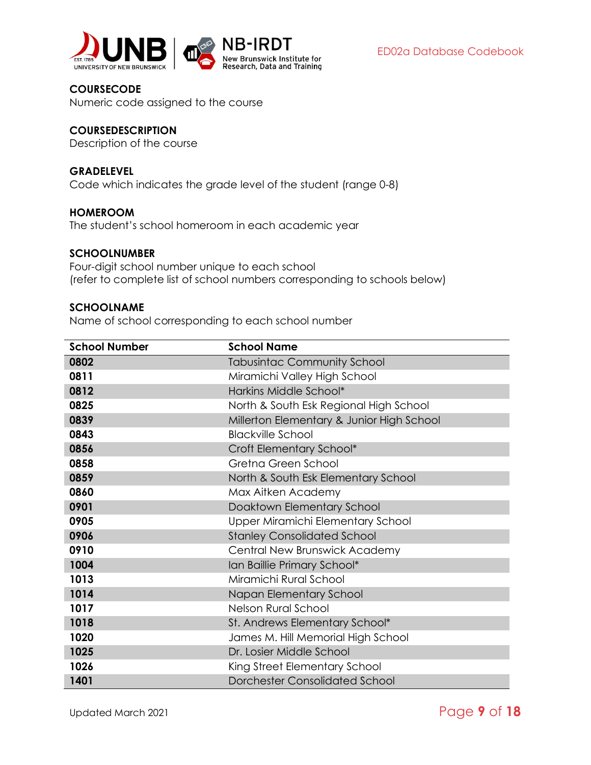**COURSECODE**
Numeric code assigned to the course

**COURSEDESCRIPTION**
Description of the course

**GRADELEVEL**
Code which indicates the grade level of the student (range 0-8)

**HOMEROOM**
The student's school homeroom in each academic year

**SCHOOLNUMBER**
Four-digit school number unique to each school
(refer to complete list of school numbers corresponding to schools below)

**SCHOOLNAME**
Name of school corresponding to each school number

| School Number | School Name |
|---|---|
| **0802** | Tabusintac Community School |
| **0811** | Miramichi Valley High School |
| **0812** | Harkins Middle School* |
| **0825** | North & South Esk Regional High School |
| **0839** | Millerton Elementary & Junior High School |
| **0843** | Blackville School |
| **0856** | Croft Elementary School* |
| **0858** | Gretna Green School |
| **0859** | North & South Esk Elementary School |
| **0860** | Max Aitken Academy |
| **0901** | Doaktown Elementary School |
| **0905** | Upper Miramichi Elementary School |
| **0906** | Stanley Consolidated School |
| **0910** | Central New Brunswick Academy |
| **1004** | Ian Baillie Primary School* |
| **1013** | Miramichi Rural School |
| **1014** | Napan Elementary School |
| **1017** | Nelson Rural School |
| **1018** | St. Andrews Elementary School* |
| **1020** | James M. Hill Memorial High School |
| **1025** | Dr. Losier Middle School |
| **1026** | King Street Elementary School |
| **1401** | Dorchester Consolidated School |

Updated March 2021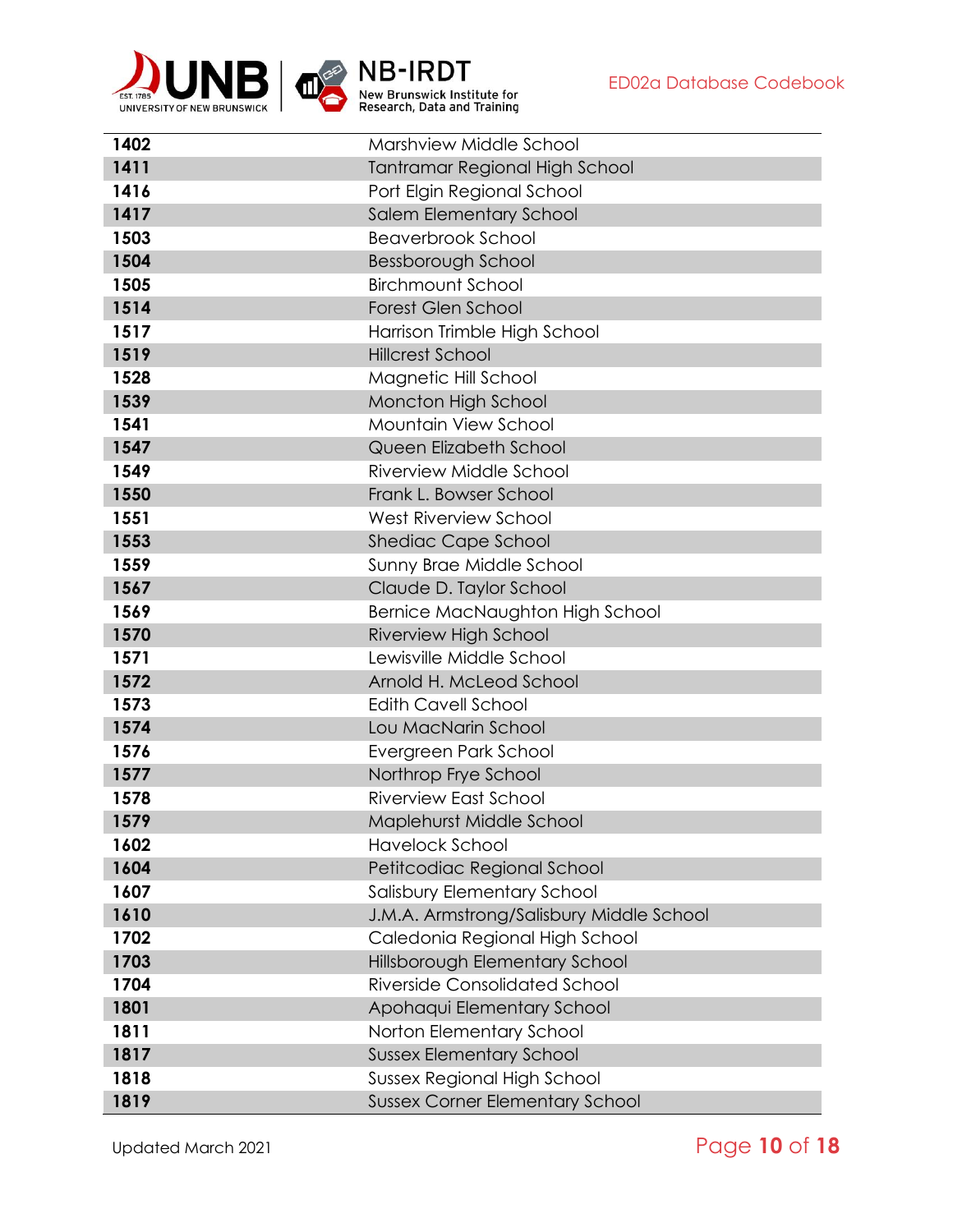| | |
|---|---|
| **1402** | Marshview Middle School |
| **1411** | Tantramar Regional High School |
| **1416** | Port Elgin Regional School |
| **1417** | Salem Elementary School |
| **1503** | Beaverbrook School |
| **1504** | Bessborough School |
| **1505** | Birchmount School |
| **1514** | Forest Glen School |
| **1517** | Harrison Trimble High School |
| **1519** | Hillcrest School |
| **1528** | Magnetic Hill School |
| **1539** | Moncton High School |
| **1541** | Mountain View School |
| **1547** | Queen Elizabeth School |
| **1549** | Riverview Middle School |
| **1550** | Frank L. Bowser School |
| **1551** | West Riverview School |
| **1553** | Shediac Cape School |
| **1559** | Sunny Brae Middle School |
| **1567** | Claude D. Taylor School |
| **1569** | Bernice MacNaughton High School |
| **1570** | Riverview High School |
| **1571** | Lewisville Middle School |
| **1572** | Arnold H. McLeod School |
| **1573** | Edith Cavell School |
| **1574** | Lou MacNarin School |
| **1576** | Evergreen Park School |
| **1577** | Northrop Frye School |
| **1578** | Riverview East School |
| **1579** | Maplehurst Middle School |
| **1602** | Havelock School |
| **1604** | Petitcodiac Regional School |
| **1607** | Salisbury Elementary School |
| **1610** | J.M.A. Armstrong/Salisbury Middle School |
| **1702** | Caledonia Regional High School |
| **1703** | Hillsborough Elementary School |
| **1704** | Riverside Consolidated School |
| **1801** | Apohaqui Elementary School |
| **1811** | Norton Elementary School |
| **1817** | Sussex Elementary School |
| **1818** | Sussex Regional High School |
| **1819** | Sussex Corner Elementary School |

Updated March 2021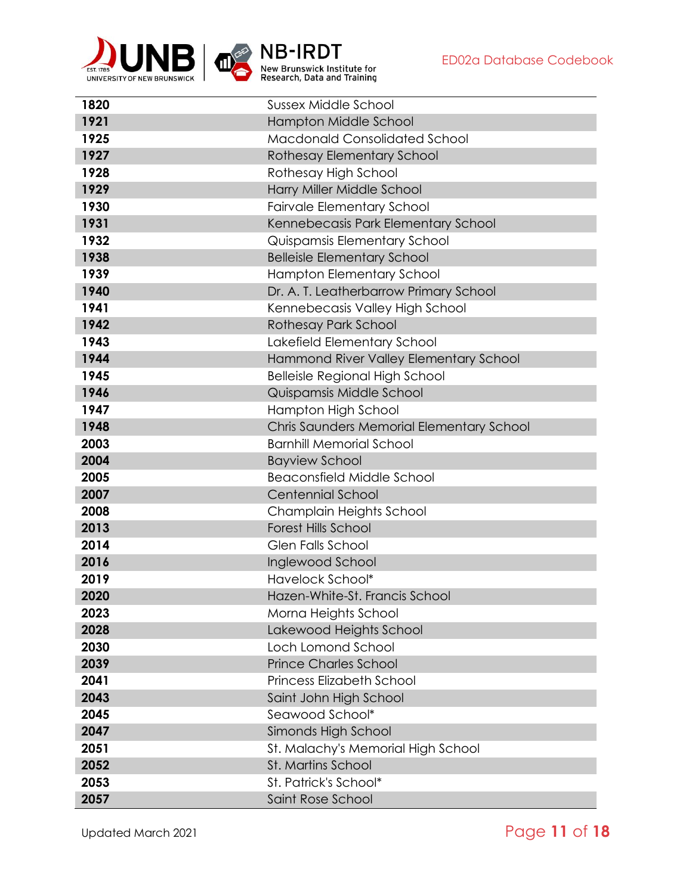| | |
|---|---|
| 1820 | Sussex Middle School |
| 1921 | Hampton Middle School |
| 1925 | Macdonald Consolidated School |
| 1927 | Rothesay Elementary School |
| 1928 | Rothesay High School |
| 1929 | Harry Miller Middle School |
| 1930 | Fairvale Elementary School |
| 1931 | Kennebecasis Park Elementary School |
| 1932 | Quispamsis Elementary School |
| 1938 | Belleisle Elementary School |
| 1939 | Hampton Elementary School |
| 1940 | Dr. A. T. Leatherbarrow Primary School |
| 1941 | Kennebecasis Valley High School |
| 1942 | Rothesay Park School |
| 1943 | Lakefield Elementary School |
| 1944 | Hammond River Valley Elementary School |
| 1945 | Belleisle Regional High School |
| 1946 | Quispamsis Middle School |
| 1947 | Hampton High School |
| 1948 | Chris Saunders Memorial Elementary School |
| 2003 | Barnhill Memorial School |
| 2004 | Bayview School |
| 2005 | Beaconsfield Middle School |
| 2007 | Centennial School |
| 2008 | Champlain Heights School |
| 2013 | Forest Hills School |
| 2014 | Glen Falls School |
| 2016 | Inglewood School |
| 2019 | Havelock School* |
| 2020 | Hazen-White-St. Francis School |
| 2023 | Morna Heights School |
| 2028 | Lakewood Heights School |
| 2030 | Loch Lomond School |
| 2039 | Prince Charles School |
| 2041 | Princess Elizabeth School |
| 2043 | Saint John High School |
| 2045 | Seawood School* |
| 2047 | Simonds High School |
| 2051 | St. Malachy's Memorial High School |
| 2052 | St. Martins School |
| 2053 | St. Patrick's School* |
| 2057 | Saint Rose School |

Updated March 2021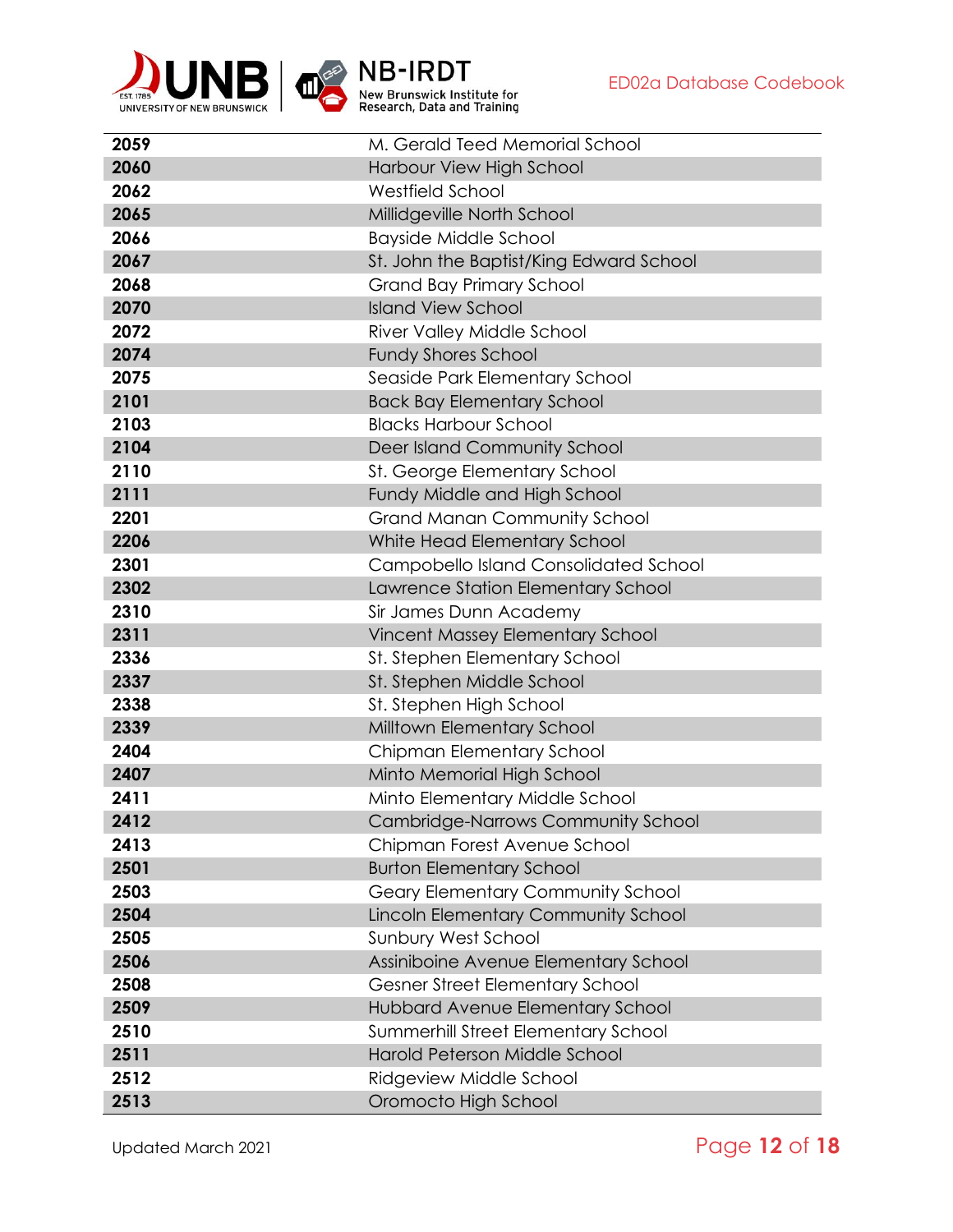| | |
|---|---|
| **2059** | M. Gerald Teed Memorial School |
| **2060** | Harbour View High School |
| **2062** | Westfield School |
| **2065** | Millidgeville North School |
| **2066** | Bayside Middle School |
| **2067** | St. John the Baptist/King Edward School |
| **2068** | Grand Bay Primary School |
| **2070** | Island View School |
| **2072** | River Valley Middle School |
| **2074** | Fundy Shores School |
| **2075** | Seaside Park Elementary School |
| **2101** | Back Bay Elementary School |
| **2103** | Blacks Harbour School |
| **2104** | Deer Island Community School |
| **2110** | St. George Elementary School |
| **2111** | Fundy Middle and High School |
| **2201** | Grand Manan Community School |
| **2206** | White Head Elementary School |
| **2301** | Campobello Island Consolidated School |
| **2302** | Lawrence Station Elementary School |
| **2310** | Sir James Dunn Academy |
| **2311** | Vincent Massey Elementary School |
| **2336** | St. Stephen Elementary School |
| **2337** | St. Stephen Middle School |
| **2338** | St. Stephen High School |
| **2339** | Milltown Elementary School |
| **2404** | Chipman Elementary School |
| **2407** | Minto Memorial High School |
| **2411** | Minto Elementary Middle School |
| **2412** | Cambridge-Narrows Community School |
| **2413** | Chipman Forest Avenue School |
| **2501** | Burton Elementary School |
| **2503** | Geary Elementary Community School |
| **2504** | Lincoln Elementary Community School |
| **2505** | Sunbury West School |
| **2506** | Assiniboine Avenue Elementary School |
| **2508** | Gesner Street Elementary School |
| **2509** | Hubbard Avenue Elementary School |
| **2510** | Summerhill Street Elementary School |
| **2511** | Harold Peterson Middle School |
| **2512** | Ridgeview Middle School |
| **2513** | Oromocto High School |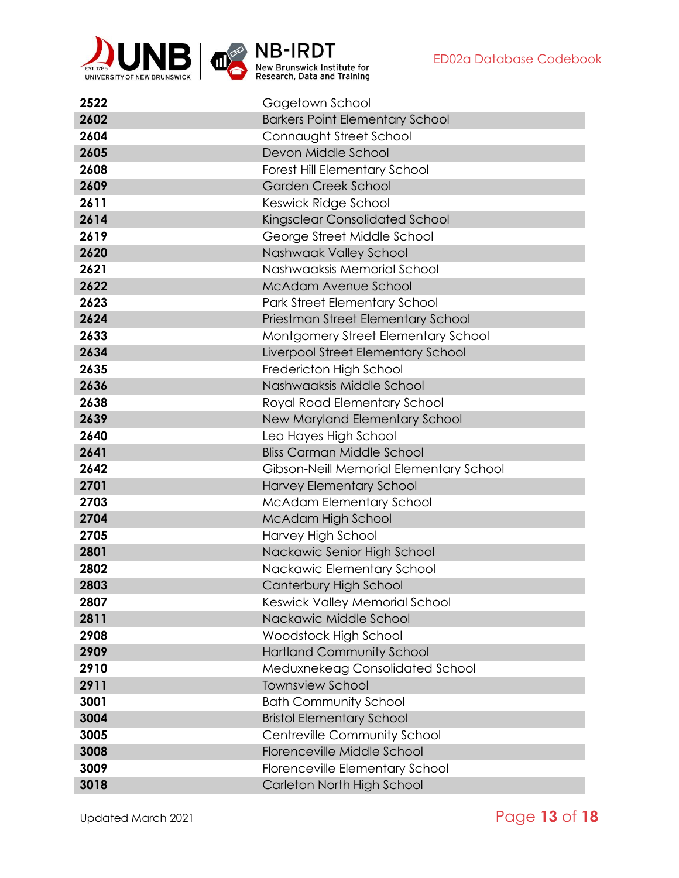| | |
|---|---|
| **2522** | Gagetown School |
| **2602** | Barkers Point Elementary School |
| **2604** | Connaught Street School |
| **2605** | Devon Middle School |
| **2608** | Forest Hill Elementary School |
| **2609** | Garden Creek School |
| **2611** | Keswick Ridge School |
| **2614** | Kingsclear Consolidated School |
| **2619** | George Street Middle School |
| **2620** | Nashwaak Valley School |
| **2621** | Nashwaaksis Memorial School |
| **2622** | McAdam Avenue School |
| **2623** | Park Street Elementary School |
| **2624** | Priestman Street Elementary School |
| **2633** | Montgomery Street Elementary School |
| **2634** | Liverpool Street Elementary School |
| **2635** | Fredericton High School |
| **2636** | Nashwaaksis Middle School |
| **2638** | Royal Road Elementary School |
| **2639** | New Maryland Elementary School |
| **2640** | Leo Hayes High School |
| **2641** | Bliss Carman Middle School |
| **2642** | Gibson-Neill Memorial Elementary School |
| **2701** | Harvey Elementary School |
| **2703** | McAdam Elementary School |
| **2704** | McAdam High School |
| **2705** | Harvey High School |
| **2801** | Nackawic Senior High School |
| **2802** | Nackawic Elementary School |
| **2803** | Canterbury High School |
| **2807** | Keswick Valley Memorial School |
| **2811** | Nackawic Middle School |
| **2908** | Woodstock High School |
| **2909** | Hartland Community School |
| **2910** | Meduxnekeag Consolidated School |
| **2911** | Townsview School |
| **3001** | Bath Community School |
| **3004** | Bristol Elementary School |
| **3005** | Centreville Community School |
| **3008** | Florenceville Middle School |
| **3009** | Florenceville Elementary School |
| **3018** | Carleton North High School |

Updated March 2021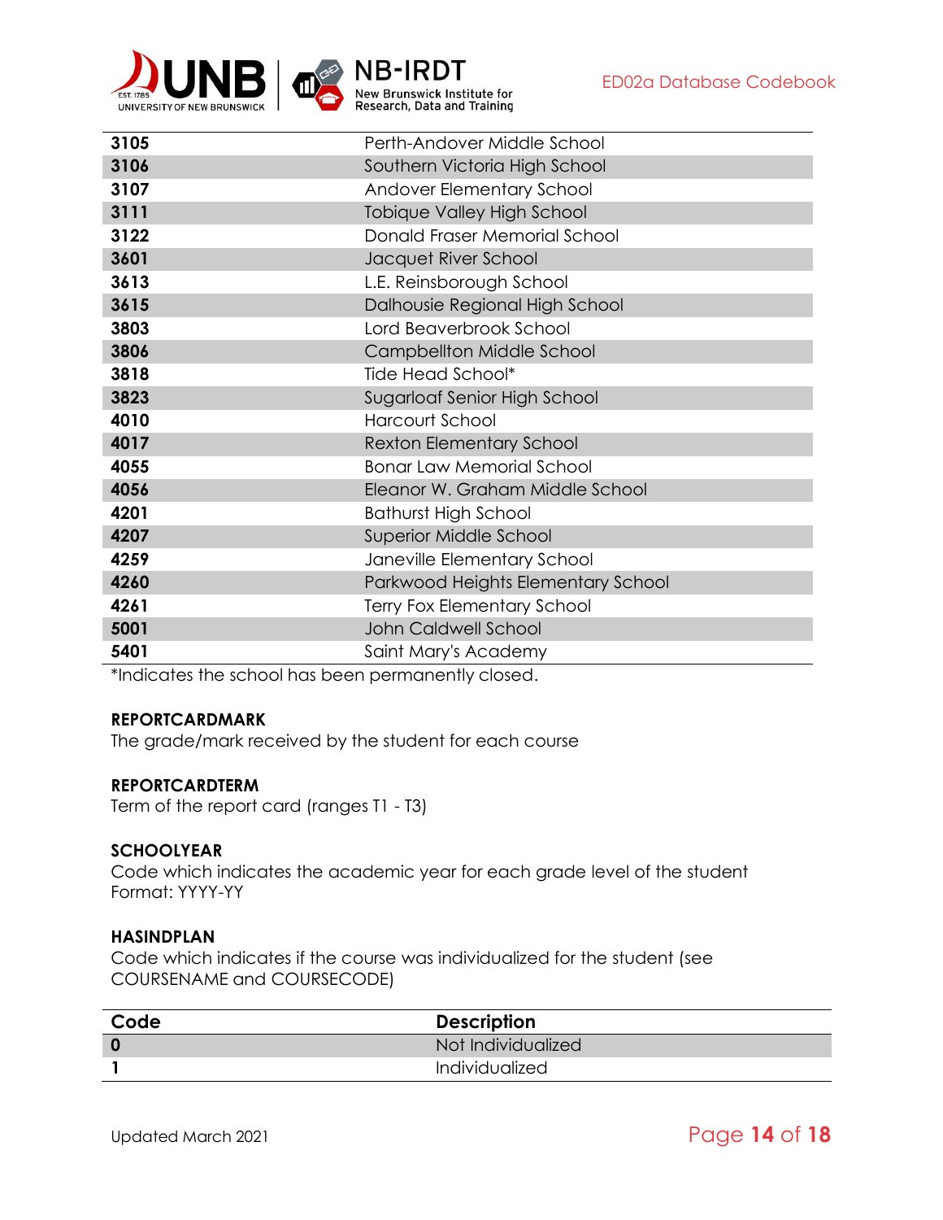| | |
|---|---|
| **3105** | Perth-Andover Middle School |
| **3106** | Southern Victoria High School |
| **3107** | Andover Elementary School |
| **3111** | Tobique Valley High School |
| **3122** | Donald Fraser Memorial School |
| **3601** | Jacquet River School |
| **3613** | L.E. Reinsborough School |
| **3615** | Dalhousie Regional High School |
| **3803** | Lord Beaverbrook School |
| **3806** | Campbellton Middle School |
| **3818** | Tide Head School* |
| **3823** | Sugarloaf Senior High School |
| **4010** | Harcourt School |
| **4017** | Rexton Elementary School |
| **4055** | Bonar Law Memorial School |
| **4056** | Eleanor W. Graham Middle School |
| **4201** | Bathurst High School |
| **4207** | Superior Middle School |
| **4259** | Janeville Elementary School |
| **4260** | Parkwood Heights Elementary School |
| **4261** | Terry Fox Elementary School |
| **5001** | John Caldwell School |
| **5401** | Saint Mary's Academy |

*Indicates the school has been permanently closed.

**REPORTCARDMARK**
The grade/mark received by the student for each course

**REPORTCARDTERM**
Term of the report card (ranges T1 - T3)

**SCHOOLYEAR**
Code which indicates the academic year for each grade level of the student
Format: YYYY-YY

**HASINDPLAN**
Code which indicates if the course was individualized for the student (see COURSENAME and COURSECODE)

| Code | Description |
|---|---|
| **0** | Not Individualized |
| **1** | Individualized |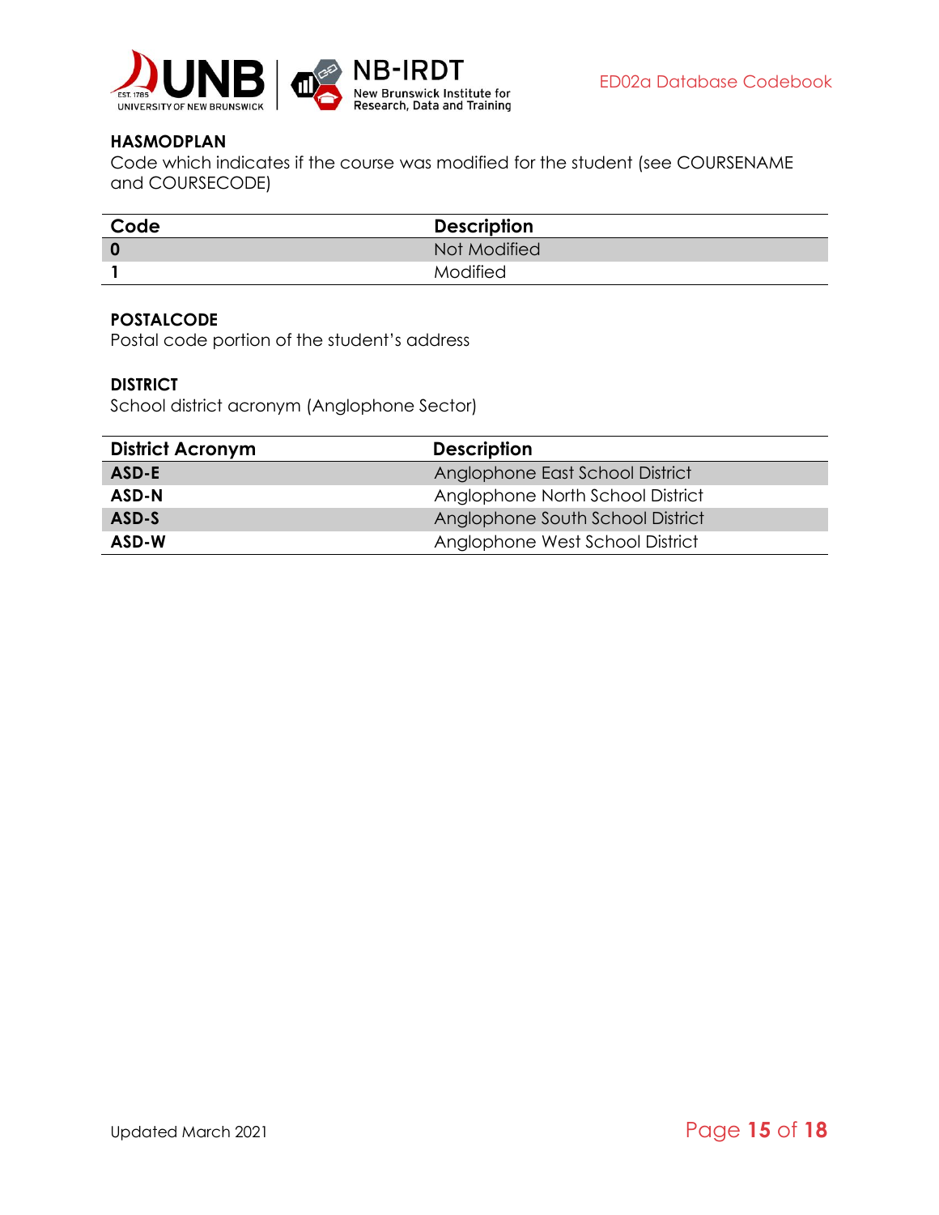### HASMODPLAN

Code which indicates if the course was modified for the student (see COURSENAME and COURSECODE)

| Code | Description |
|---|---|
| **0** | Not Modified |
| **1** | Modified |

### POSTALCODE

Postal code portion of the student's address

### DISTRICT

School district acronym (Anglophone Sector)

| District Acronym | Description |
|---|---|
| **ASD-E** | Anglophone East School District |
| **ASD-N** | Anglophone North School District |
| **ASD-S** | Anglophone South School District |
| **ASD-W** | Anglophone West School District |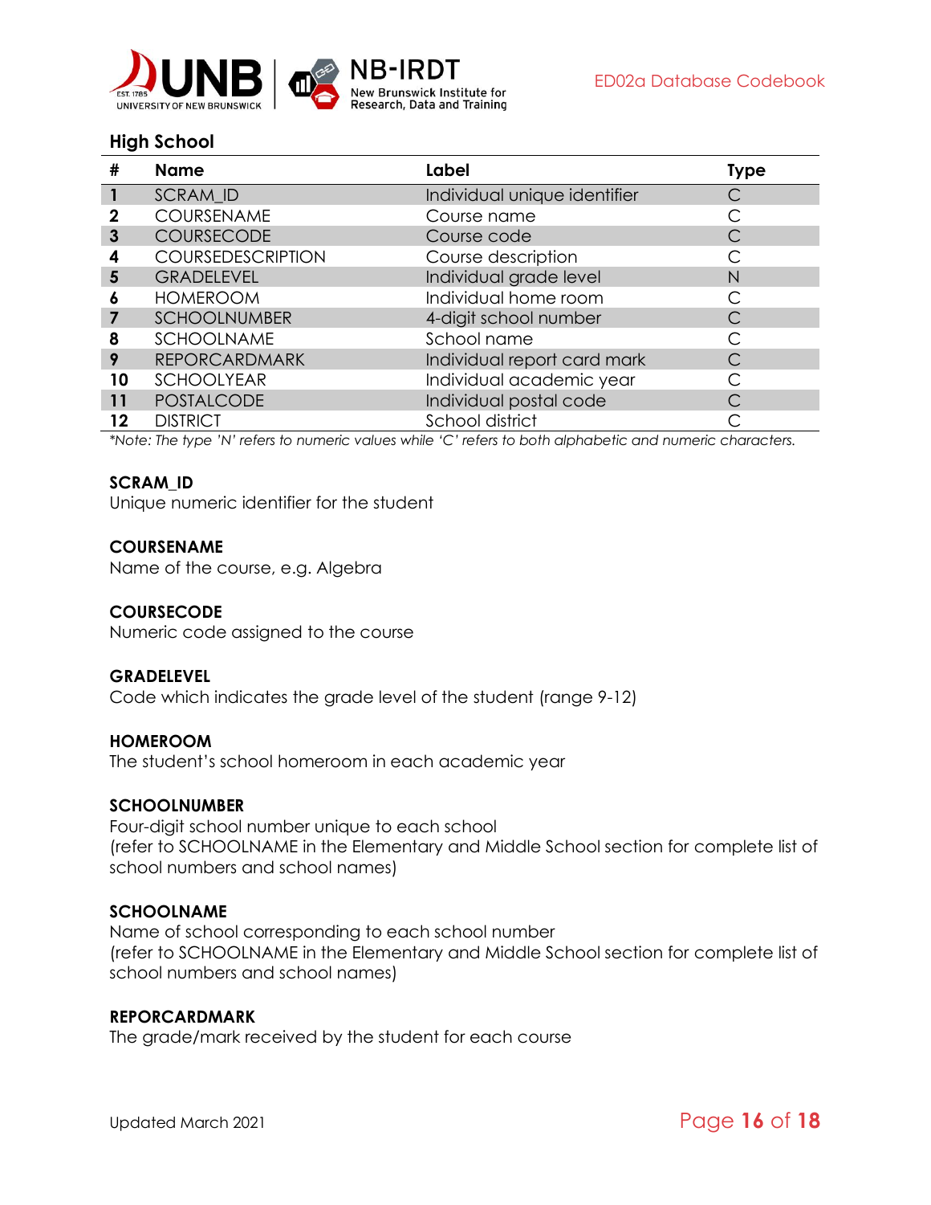## High School

| # | Name | Label | Type |
|---|---|---|---|
| 1 | SCRAM_ID | Individual unique identifier | C |
| 2 | COURSENAME | Course name | C |
| 3 | COURSECODE | Course code | C |
| 4 | COURSEDESCRIPTION | Course description | C |
| 5 | GRADELEVEL | Individual grade level | N |
| 6 | HOMEROOM | Individual home room | C |
| 7 | SCHOOLNUMBER | 4-digit school number | C |
| 8 | SCHOOLNAME | School name | C |
| 9 | REPORCARDMARK | Individual report card mark | C |
| 10 | SCHOOLYEAR | Individual academic year | C |
| 11 | POSTALCODE | Individual postal code | C |
| 12 | DISTRICT | School district | C |

*\*Note: The type 'N' refers to numeric values while 'C' refers to both alphabetic and numeric characters.*

**SCRAM_ID**
Unique numeric identifier for the student

**COURSENAME**
Name of the course, e.g. Algebra

**COURSECODE**
Numeric code assigned to the course

**GRADELEVEL**
Code which indicates the grade level of the student (range 9-12)

**HOMEROOM**
The student's school homeroom in each academic year

**SCHOOLNUMBER**
Four-digit school number unique to each school
(refer to SCHOOLNAME in the Elementary and Middle School section for complete list of school numbers and school names)

**SCHOOLNAME**
Name of school corresponding to each school number
(refer to SCHOOLNAME in the Elementary and Middle School section for complete list of school numbers and school names)

**REPORCARDMARK**
The grade/mark received by the student for each course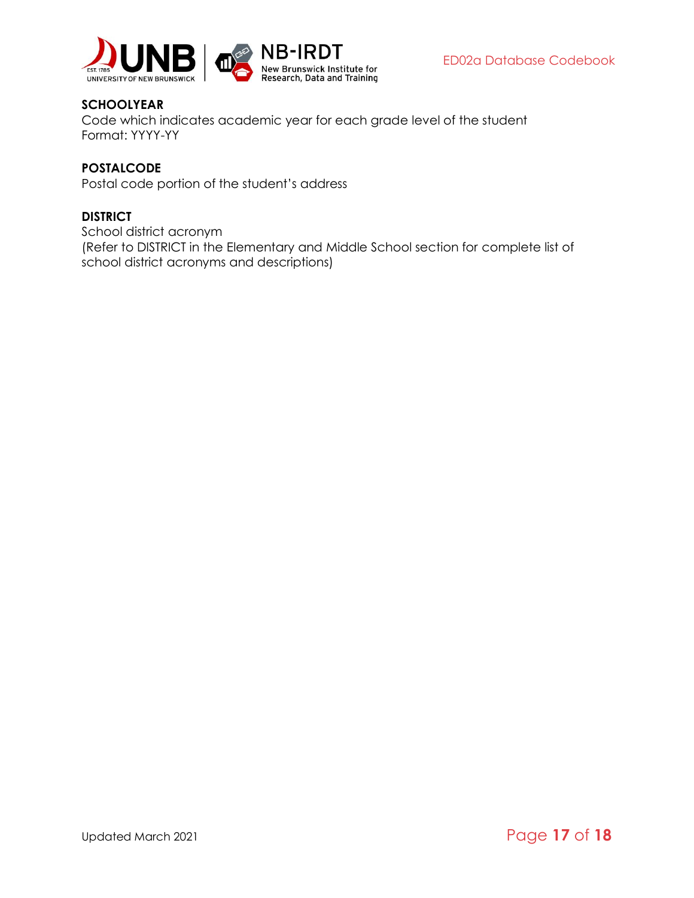**SCHOOLYEAR**
Code which indicates academic year for each grade level of the student
Format: YYYY-YY

**POSTALCODE**
Postal code portion of the student's address

**DISTRICT**
School district acronym
(Refer to DISTRICT in the Elementary and Middle School section for complete list of school district acronyms and descriptions)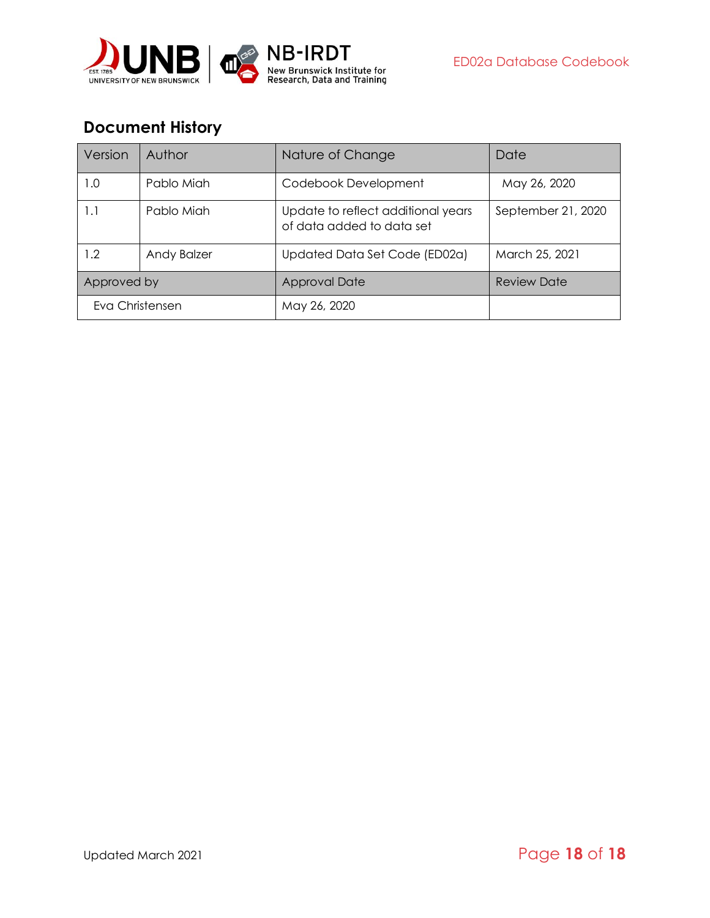## Document History

| Version | Author | Nature of Change | Date |
| --- | --- | --- | --- |
| 1.0 | Pablo Miah | Codebook Development | May 26, 2020 |
| 1.1 | Pablo Miah | Update to reflect additional years of data added to data set | September 21, 2020 |
| 1.2 | Andy Balzer | Updated Data Set Code (ED02a) | March 25, 2021 |
| Approved by | | Approval Date | Review Date |
| Eva Christensen | | May 26, 2020 | |